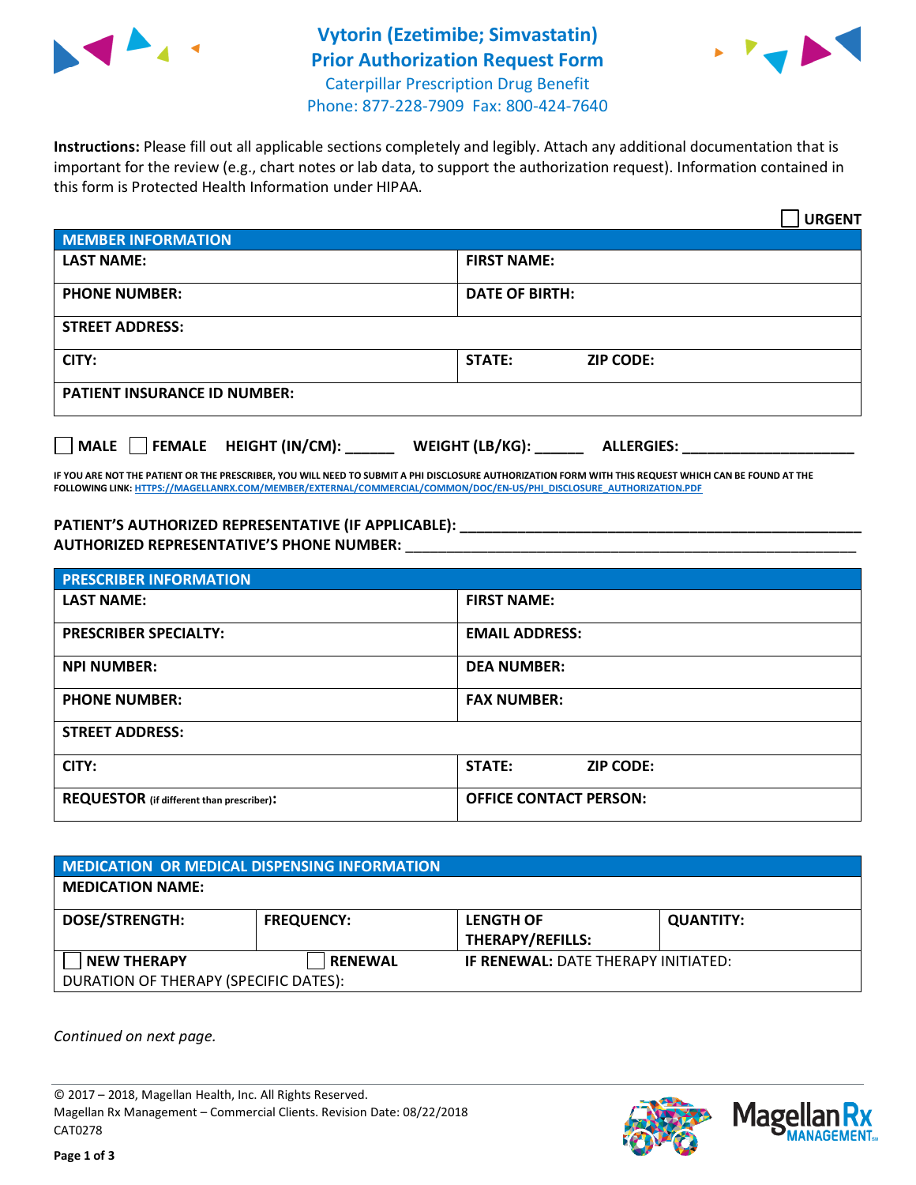# Vytorin (Ezetimibe; Simvastatin) Prior Authorization Request Form

Caterpillar Prescription Drug Benefit
Phone: 877-228-7909 Fax: 800-424-7640

**Instructions:** Please fill out all applicable sections completely and legibly. Attach any additional documentation that is important for the review (e.g., chart notes or lab data, to support the authorization request). Information contained in this form is Protected Health Information under HIPAA.

☐ **URGENT**

| **MEMBER INFORMATION** | |
|---|---|
| **LAST NAME:** | **FIRST NAME:** |
| **PHONE NUMBER:** | **DATE OF BIRTH:** |
| **STREET ADDRESS:** | |
| **CITY:** | **STATE:** **ZIP CODE:** |
| **PATIENT INSURANCE ID NUMBER:** | |

☐ **MALE** ☐ **FEMALE** **HEIGHT (IN/CM):** ______ **WEIGHT (LB/KG):** ______ **ALLERGIES:** ____________________

**IF YOU ARE NOT THE PATIENT OR THE PRESCRIBER, YOU WILL NEED TO SUBMIT A PHI DISCLOSURE AUTHORIZATION FORM WITH THIS REQUEST WHICH CAN BE FOUND AT THE FOLLOWING LINK: HTTPS://MAGELLANRX.COM/MEMBER/EXTERNAL/COMMERCIAL/COMMON/DOC/EN-US/PHI_DISCLOSURE_AUTHORIZATION.PDF**

**PATIENT'S AUTHORIZED REPRESENTATIVE (IF APPLICABLE):** ____________________________________________
**AUTHORIZED REPRESENTATIVE'S PHONE NUMBER:** ____________________________________________

| **PRESCRIBER INFORMATION** | |
|---|---|
| **LAST NAME:** | **FIRST NAME:** |
| **PRESCRIBER SPECIALTY:** | **EMAIL ADDRESS:** |
| **NPI NUMBER:** | **DEA NUMBER:** |
| **PHONE NUMBER:** | **FAX NUMBER:** |
| **STREET ADDRESS:** | |
| **CITY:** | **STATE:** **ZIP CODE:** |
| **REQUESTOR** (if different than prescriber)**:** | **OFFICE CONTACT PERSON:** |

| **MEDICATION OR MEDICAL DISPENSING INFORMATION** | | | |
|---|---|---|---|
| **MEDICATION NAME:** | | | |
| **DOSE/STRENGTH:** | **FREQUENCY:** | **LENGTH OF THERAPY/REFILLS:** | **QUANTITY:** |
| ☐ **NEW THERAPY** | ☐ **RENEWAL** | **IF RENEWAL:** DATE THERAPY INITIATED: | |
| DURATION OF THERAPY (SPECIFIC DATES): | | | |

*Continued on next page.*

© 2017 – 2018, Magellan Health, Inc. All Rights Reserved.
Magellan Rx Management – Commercial Clients. Revision Date: 08/22/2018
CAT0278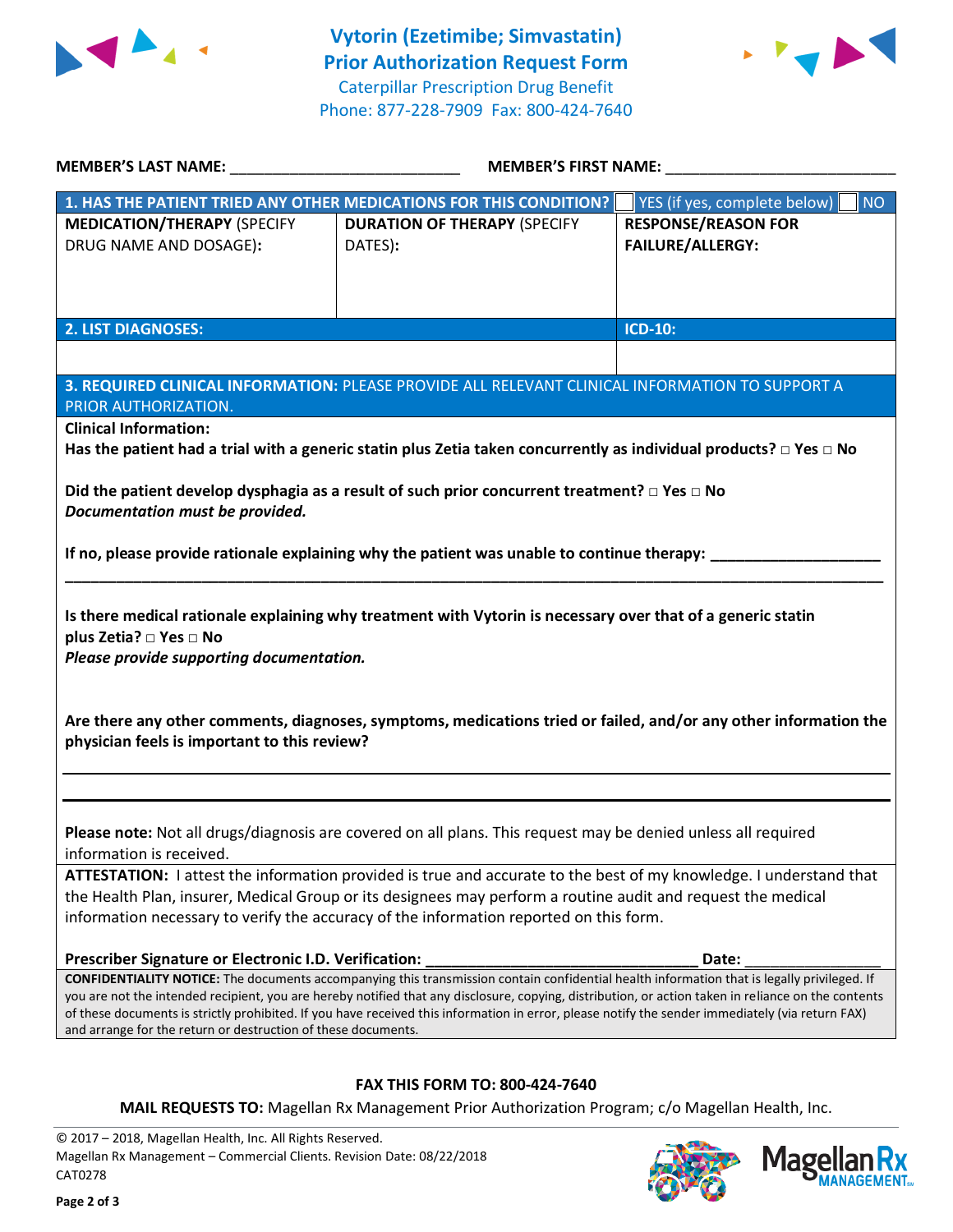# Vytorin (Ezetimibe; Simvastatin)
# Prior Authorization Request Form

Caterpillar Prescription Drug Benefit
Phone: 877-228-7909 Fax: 800-424-7640

**MEMBER'S LAST NAME:** ___________________________ **MEMBER'S FIRST NAME:** ___________________________

| **1. HAS THE PATIENT TRIED ANY OTHER MEDICATIONS FOR THIS CONDITION?** | | ☐ YES (if yes, complete below) ☐ NO |
|---|---|---|
| **MEDICATION/THERAPY** (SPECIFY DRUG NAME AND DOSAGE): | **DURATION OF THERAPY** (SPECIFY DATES): | **RESPONSE/REASON FOR FAILURE/ALLERGY:** |
| | | |

| **2. LIST DIAGNOSES:** | **ICD-10:** |
|---|---|
| | |

**3. REQUIRED CLINICAL INFORMATION:** PLEASE PROVIDE ALL RELEVANT CLINICAL INFORMATION TO SUPPORT A PRIOR AUTHORIZATION.

**Clinical Information:**

**Has the patient had a trial with a generic statin plus Zetia taken concurrently as individual products? □ Yes □ No**

**Did the patient develop dysphagia as a result of such prior concurrent treatment? □ Yes □ No**
***Documentation must be provided.***

**If no, please provide rationale explaining why the patient was unable to continue therapy:** ___________________
_____________________________________________________________________________________________

**Is there medical rationale explaining why treatment with Vytorin is necessary over that of a generic statin plus Zetia? □ Yes □ No**
***Please provide supporting documentation.***

**Are there any other comments, diagnoses, symptoms, medications tried or failed, and/or any other information the physician feels is important to this review?**

_____________________________________________________________________________________________

_____________________________________________________________________________________________

**Please note:** Not all drugs/diagnosis are covered on all plans. This request may be denied unless all required information is received.

**ATTESTATION:** I attest the information provided is true and accurate to the best of my knowledge. I understand that the Health Plan, insurer, Medical Group or its designees may perform a routine audit and request the medical information necessary to verify the accuracy of the information reported on this form.

**Prescriber Signature or Electronic I.D. Verification:** ________________________________ **Date:** ________________

**CONFIDENTIALITY NOTICE:** The documents accompanying this transmission contain confidential health information that is legally privileged. If you are not the intended recipient, you are hereby notified that any disclosure, copying, distribution, or action taken in reliance on the contents of these documents is strictly prohibited. If you have received this information in error, please notify the sender immediately (via return FAX) and arrange for the return or destruction of these documents.

**FAX THIS FORM TO: 800-424-7640**

**MAIL REQUESTS TO:** Magellan Rx Management Prior Authorization Program; c/o Magellan Health, Inc.

© 2017 – 2018, Magellan Health, Inc. All Rights Reserved.
Magellan Rx Management – Commercial Clients. Revision Date: 08/22/2018
CAT0278